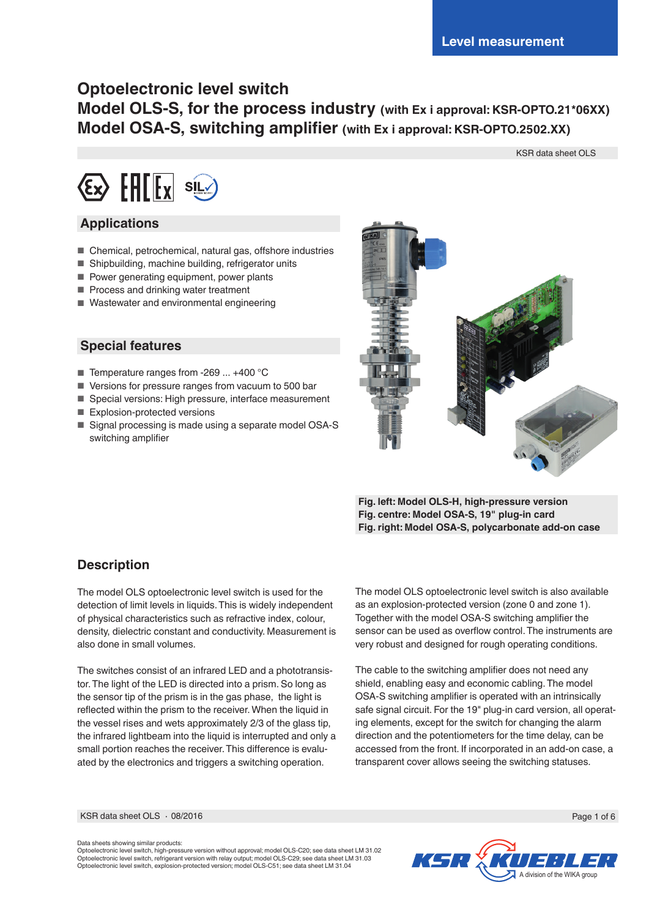Level measurement

# Optoelectronic level switch
# Model OLS-S, for the process industry (with Ex i approval: KSR-OPTO.21*06XX)
# Model OSA-S, switching amplifier (with Ex i approval: KSR-OPTO.2502.XX)

KSR data sheet OLS

## Applications

- Chemical, petrochemical, natural gas, offshore industries
- Shipbuilding, machine building, refrigerator units
- Power generating equipment, power plants
- Process and drinking water treatment
- Wastewater and environmental engineering

## Special features

- Temperature ranges from -269 ... +400 °C
- Versions for pressure ranges from vacuum to 500 bar
- Special versions: High pressure, interface measurement
- Explosion-protected versions
- Signal processing is made using a separate model OSA-S switching amplifier

**Fig. left: Model OLS-H, high-pressure version**
**Fig. centre: Model OSA-S, 19" plug-in card**
**Fig. right: Model OSA-S, polycarbonate add-on case**

## Description

The model OLS optoelectronic level switch is used for the detection of limit levels in liquids. This is widely independent of physical characteristics such as refractive index, colour, density, dielectric constant and conductivity. Measurement is also done in small volumes.

The switches consist of an infrared LED and a phototransistor. The light of the LED is directed into a prism. So long as the sensor tip of the prism is in the gas phase, the light is reflected within the prism to the receiver. When the liquid in the vessel rises and wets approximately 2/3 of the glass tip, the infrared lightbeam into the liquid is interrupted and only a small portion reaches the receiver. This difference is evaluated by the electronics and triggers a switching operation.

The model OLS optoelectronic level switch is also available as an explosion-protected version (zone 0 and zone 1). Together with the model OSA-S switching amplifier the sensor can be used as overflow control. The instruments are very robust and designed for rough operating conditions.

The cable to the switching amplifier does not need any shield, enabling easy and economic cabling. The model OSA-S switching amplifier is operated with an intrinsically safe signal circuit. For the 19" plug-in card version, all operating elements, except for the switch for changing the alarm direction and the potentiometers for the time delay, can be accessed from the front. If incorporated in an add-on case, a transparent cover allows seeing the switching statuses.

Data sheets showing similar products:
Optoelectronic level switch, high-pressure version without approval; model OLS-C20; see data sheet LM 31.02
Optoelectronic level switch, refrigerant version with relay output; model OLS-C29; see data sheet LM 31.03
Optoelectronic level switch, explosion-protected version; model OLS-C51; see data sheet LM 31.04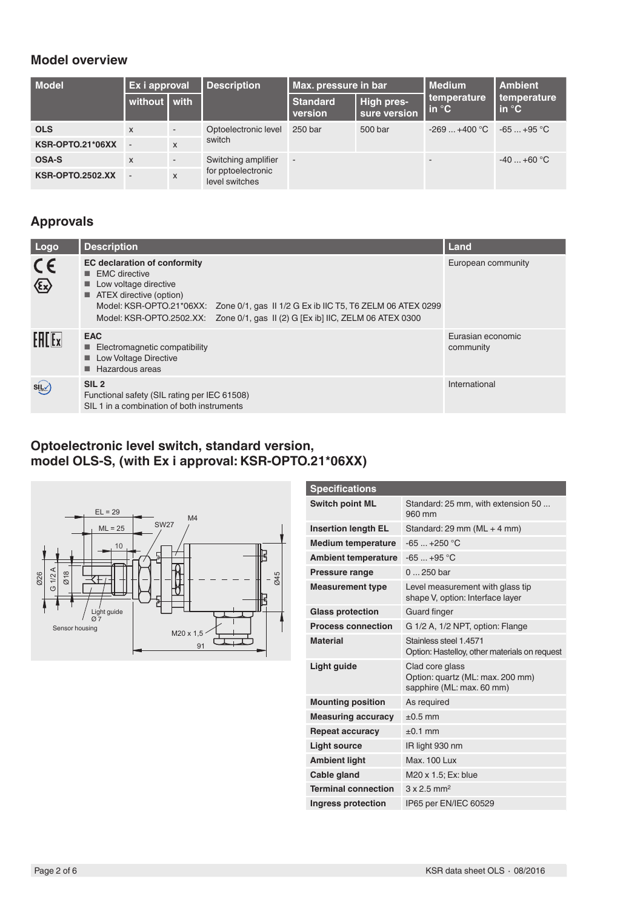## Model overview

| Model | Ex i approval | | Description | Max. pressure in bar | | Medium temperature in °C | Ambient temperature in °C |
|---|---|---|---|---|---|---|---|
| | without | with | | Standard version | High pressure version | | |
| **OLS** | x | - | Optoelectronic level switch | 250 bar | 500 bar | -269 ... +400 °C | -65 ... +95 °C |
| **KSR-OPTO.21*06XX** | - | x | | | | | |
| **OSA-S** | x | - | Switching amplifier for pptoelectronic level switches | - | | - | -40 ... +60 °C |
| **KSR-OPTO.2502.XX** | - | x | | | | | |

## Approvals

| Logo | Description | Land |
|---|---|---|
| CE, Ex | **EC declaration of conformity**<br>■ EMC directive<br>■ Low voltage directive<br>■ ATEX directive (option)<br>Model: KSR-OPTO.21*06XX: Zone 0/1, gas II 1/2 G Ex ib IIC T5, T6 ZELM 06 ATEX 0299<br>Model: KSR-OPTO.2502.XX: Zone 0/1, gas II (2) G [Ex ib] IIC, ZELM 06 ATEX 0300 | European community |
| EAC Ex | **EAC**<br>■ Electromagnetic compatibility<br>■ Low Voltage Directive<br>■ Hazardous areas | Eurasian economic community |
| SIL | **SIL 2**<br>Functional safety (SIL rating per IEC 61508)<br>SIL 1 in a combination of both instruments | International |

## Optoelectronic level switch, standard version, model OLS-S, (with Ex i approval: KSR-OPTO.21*06XX)

EL = 29
ML = 25
10
SW27
M4
Ø26
G 1/2 A
Ø18
Ø45
Light guide Ø 7
Sensor housing
M20 x 1,5
91

| Specifications | |
|---|---|
| **Switch point ML** | Standard: 25 mm, with extension 50 ... 960 mm |
| **Insertion length EL** | Standard: 29 mm (ML + 4 mm) |
| **Medium temperature** | -65 ... +250 °C |
| **Ambient temperature** | -65 ... +95 °C |
| **Pressure range** | 0 ... 250 bar |
| **Measurement type** | Level measurement with glass tip shape V, option: Interface layer |
| **Glass protection** | Guard finger |
| **Process connection** | G 1/2 A, 1/2 NPT, option: Flange |
| **Material** | Stainless steel 1.4571<br>Option: Hastelloy, other materials on request |
| **Light guide** | Clad core glass<br>Option: quartz (ML: max. 200 mm)<br>sapphire (ML: max. 60 mm) |
| **Mounting position** | As required |
| **Measuring accuracy** | ±0.5 mm |
| **Repeat accuracy** | ±0.1 mm |
| **Light source** | IR light 930 nm |
| **Ambient light** | Max. 100 Lux |
| **Cable gland** | M20 x 1.5; Ex: blue |
| **Terminal connection** | 3 x 2.5 mm² |
| **Ingress protection** | IP65 per EN/IEC 60529 |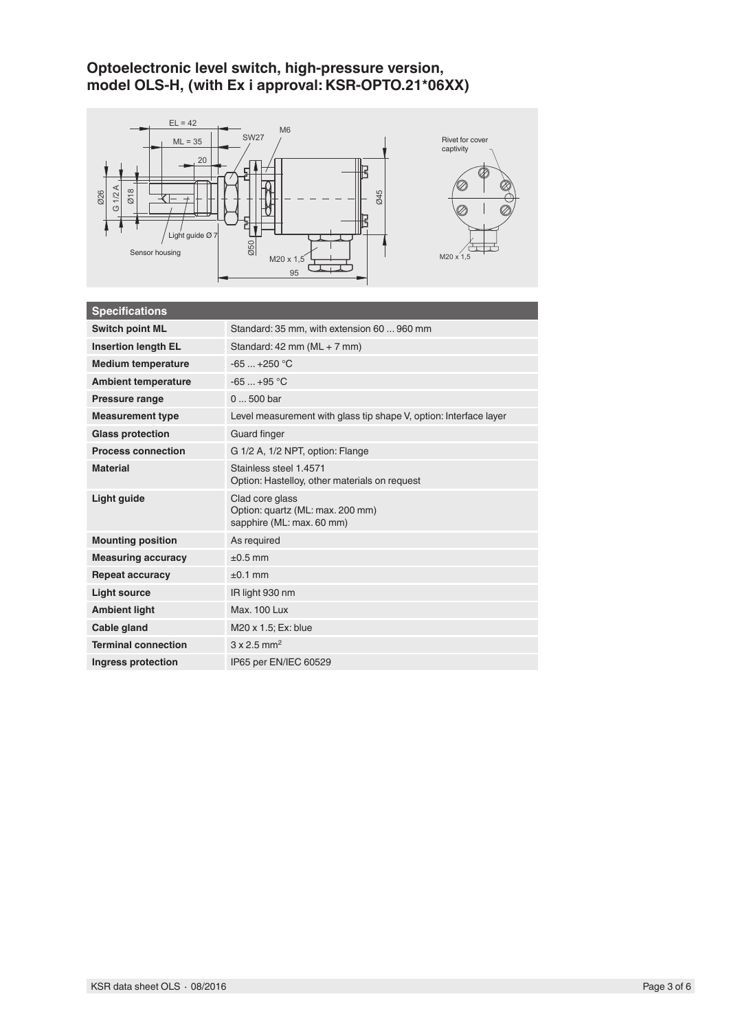## Optoelectronic level switch, high-pressure version, model OLS-H, (with Ex i approval: KSR-OPTO.21*06XX)

| Specifications | |
|---|---|
| **Switch point ML** | Standard: 35 mm, with extension 60 ... 960 mm |
| **Insertion length EL** | Standard: 42 mm (ML + 7 mm) |
| **Medium temperature** | -65 ... +250 °C |
| **Ambient temperature** | -65 ... +95 °C |
| **Pressure range** | 0 ... 500 bar |
| **Measurement type** | Level measurement with glass tip shape V, option: Interface layer |
| **Glass protection** | Guard finger |
| **Process connection** | G 1/2 A, 1/2 NPT, option: Flange |
| **Material** | Stainless steel 1.4571<br>Option: Hastelloy, other materials on request |
| **Light guide** | Clad core glass<br>Option: quartz (ML: max. 200 mm)<br>sapphire (ML: max. 60 mm) |
| **Mounting position** | As required |
| **Measuring accuracy** | ±0.5 mm |
| **Repeat accuracy** | ±0.1 mm |
| **Light source** | IR light 930 nm |
| **Ambient light** | Max. 100 Lux |
| **Cable gland** | M20 x 1.5; Ex: blue |
| **Terminal connection** | 3 x 2.5 $mm^2$ |
| **Ingress protection** | IP65 per EN/IEC 60529 |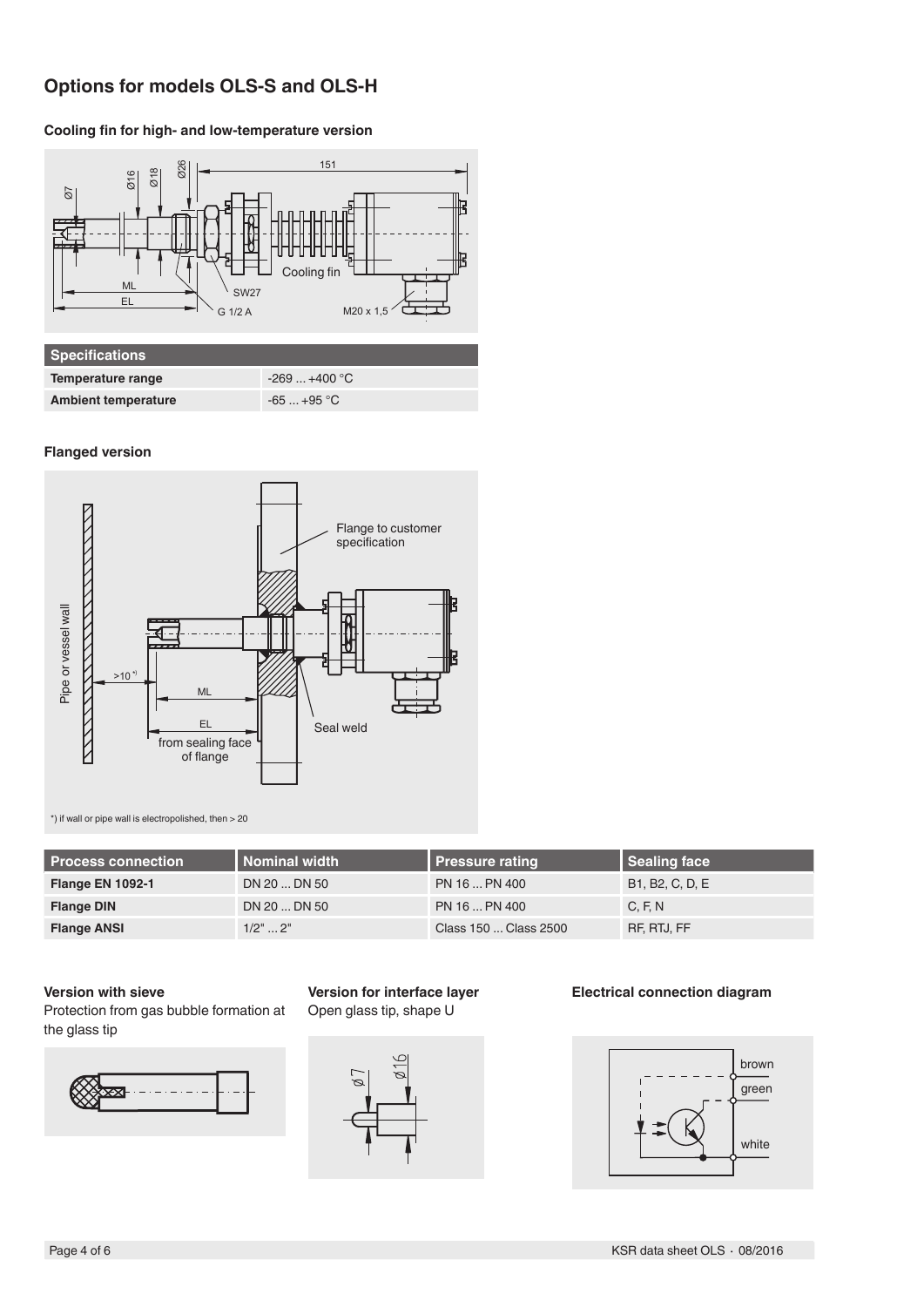# Options for models OLS-S and OLS-H

### Cooling fin for high- and low-temperature version

| Specifications | |
|---|---|
| Temperature range | -269 ... +400 °C |
| Ambient temperature | -65 ... +95 °C |

### Flanged version

*) if wall or pipe wall is electropolished, then > 20

| Process connection | Nominal width | Pressure rating | Sealing face |
|---|---|---|---|
| Flange EN 1092-1 | DN 20 ... DN 50 | PN 16 ... PN 400 | B1, B2, C, D, E |
| Flange DIN | DN 20 ... DN 50 | PN 16 ... PN 400 | C, F, N |
| Flange ANSI | 1/2" ... 2" | Class 150 ... Class 2500 | RF, RTJ, FF |

### Version with sieve

Protection from gas bubble formation at the glass tip

### Version for interface layer

Open glass tip, shape U

### Electrical connection diagram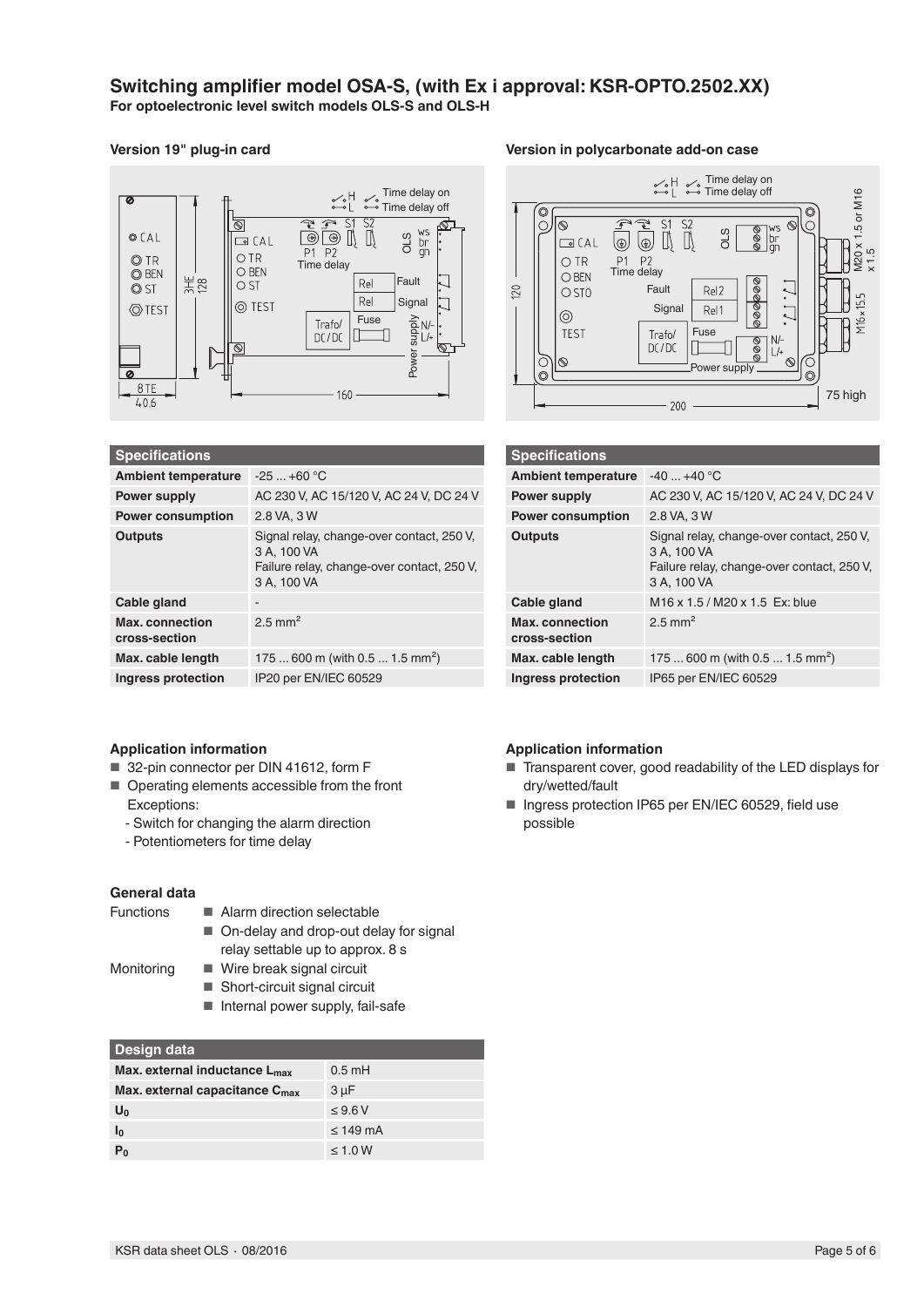# Switching amplifier model OSA-S, (with Ex i approval: KSR-OPTO.2502.XX)

**For optoelectronic level switch models OLS-S and OLS-H**

## Version 19" plug-in card

| Specifications | |
|---|---|
| **Ambient temperature** | -25 ... +60 °C |
| **Power supply** | AC 230 V, AC 15/120 V, AC 24 V, DC 24 V |
| **Power consumption** | 2.8 VA, 3 W |
| **Outputs** | Signal relay, change-over contact, 250 V, 3 A, 100 VA<br>Failure relay, change-over contact, 250 V, 3 A, 100 VA |
| **Cable gland** | - |
| **Max. connection cross-section** | 2.5 mm² |
| **Max. cable length** | 175 ... 600 m (with 0.5 ... 1.5 mm²) |
| **Ingress protection** | IP20 per EN/IEC 60529 |

### Application information

- 32-pin connector per DIN 41612, form F
- Operating elements accessible from the front
  Exceptions:
  - Switch for changing the alarm direction
  - Potentiometers for time delay

### General data

Functions
- Alarm direction selectable
- On-delay and drop-out delay for signal relay settable up to approx. 8 s

Monitoring
- Wire break signal circuit
- Short-circuit signal circuit
- Internal power supply, fail-safe

| Design data | |
|---|---|
| **Max. external inductance $L_{max}$** | 0.5 mH |
| **Max. external capacitance $C_{max}$** | 3 µF |
| **$U_0$** | ≤ 9.6 V |
| **$I_0$** | ≤ 149 mA |
| **$P_0$** | ≤ 1.0 W |

## Version in polycarbonate add-on case

| Specifications | |
|---|---|
| **Ambient temperature** | -40 ... +40 °C |
| **Power supply** | AC 230 V, AC 15/120 V, AC 24 V, DC 24 V |
| **Power consumption** | 2.8 VA, 3 W |
| **Outputs** | Signal relay, change-over contact, 250 V, 3 A, 100 VA<br>Failure relay, change-over contact, 250 V, 3 A, 100 VA |
| **Cable gland** | M16 x 1.5 / M20 x 1.5 Ex: blue |
| **Max. connection cross-section** | 2.5 mm² |
| **Max. cable length** | 175 ... 600 m (with 0.5 ... 1.5 mm²) |
| **Ingress protection** | IP65 per EN/IEC 60529 |

### Application information

- Transparent cover, good readability of the LED displays for dry/wetted/fault
- Ingress protection IP65 per EN/IEC 60529, field use possible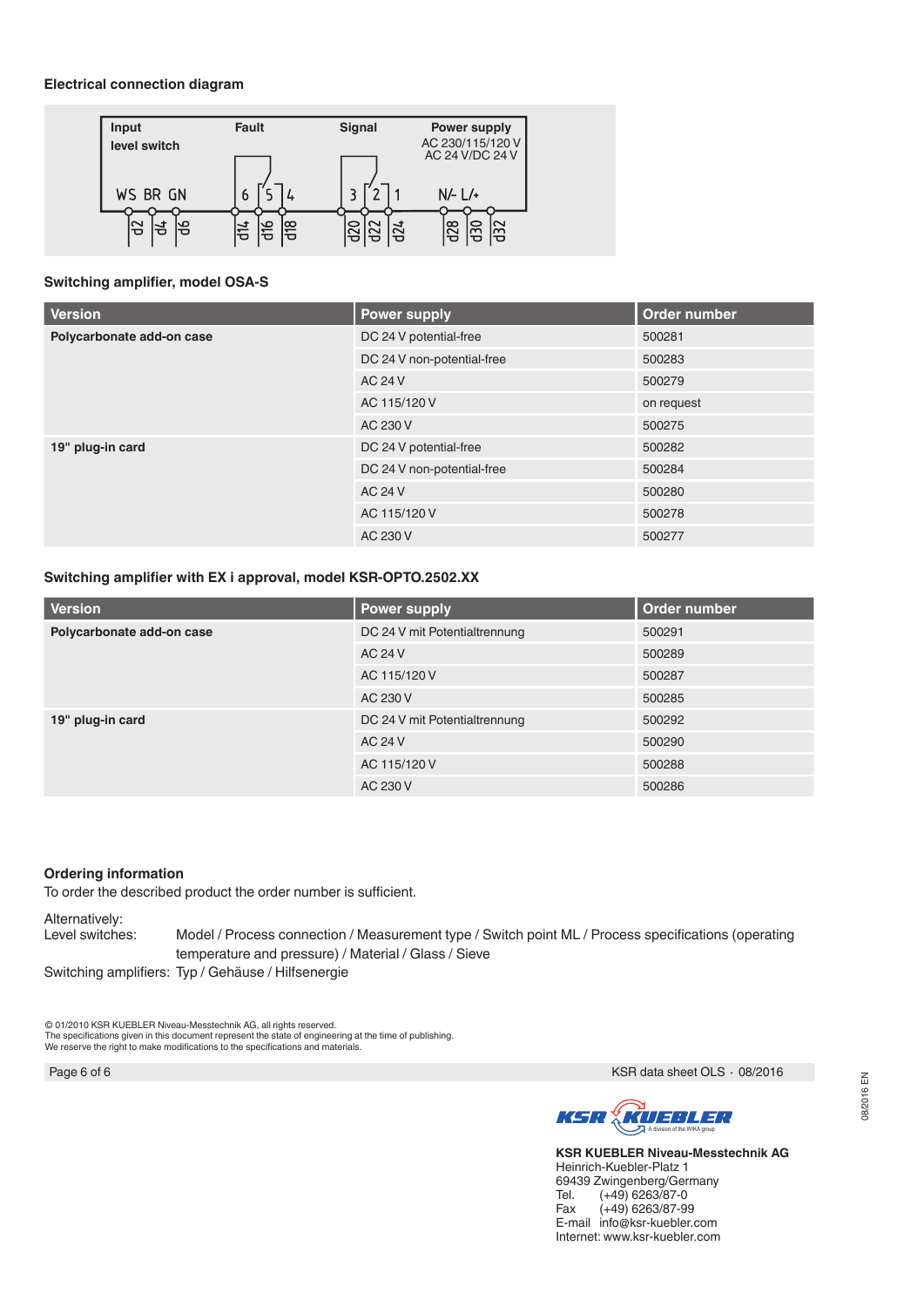### Electrical connection diagram

Input
level switch

Fault

Signal

Power supply
AC 230/115/120 V
AC 24 V/DC 24 V

WS BR GN

6 5 4

3 2 1

N/- L/+

d2 d4 d6

d14 d16 d18

d20 d22 d24

d28 d30 d32

### Switching amplifier, model OSA-S

| Version | Power supply | Order number |
|---|---|---|
| **Polycarbonate add-on case** | DC 24 V potential-free | 500281 |
| | DC 24 V non-potential-free | 500283 |
| | AC 24 V | 500279 |
| | AC 115/120 V | on request |
| | AC 230 V | 500275 |
| **19" plug-in card** | DC 24 V potential-free | 500282 |
| | DC 24 V non-potential-free | 500284 |
| | AC 24 V | 500280 |
| | AC 115/120 V | 500278 |
| | AC 230 V | 500277 |

### Switching amplifier with EX i approval, model KSR-OPTO.2502.XX

| Version | Power supply | Order number |
|---|---|---|
| **Polycarbonate add-on case** | DC 24 V mit Potentialtrennung | 500291 |
| | AC 24 V | 500289 |
| | AC 115/120 V | 500287 |
| | AC 230 V | 500285 |
| **19" plug-in card** | DC 24 V mit Potentialtrennung | 500292 |
| | AC 24 V | 500290 |
| | AC 115/120 V | 500288 |
| | AC 230 V | 500286 |

### Ordering information

To order the described product the order number is sufficient.

Alternatively:

Level switches: Model / Process connection / Measurement type / Switch point ML / Process specifications (operating temperature and pressure) / Material / Glass / Sieve

Switching amplifiers: Typ / Gehäuse / Hilfsenergie

© 01/2010 KSR KUEBLER Niveau-Messtechnik AG, all rights reserved.
The specifications given in this document represent the state of engineering at the time of publishing.
We reserve the right to make modifications to the specifications and materials.

KSR data sheet OLS · 08/2016

KSR KUEBLER
A division of the WIKA group

**KSR KUEBLER Niveau-Messtechnik AG**
Heinrich-Kuebler-Platz 1
69439 Zwingenberg/Germany
Tel. (+49) 6263/87-0
Fax (+49) 6263/87-99
E-mail info@ksr-kuebler.com
Internet: www.ksr-kuebler.com

08/2016 EN